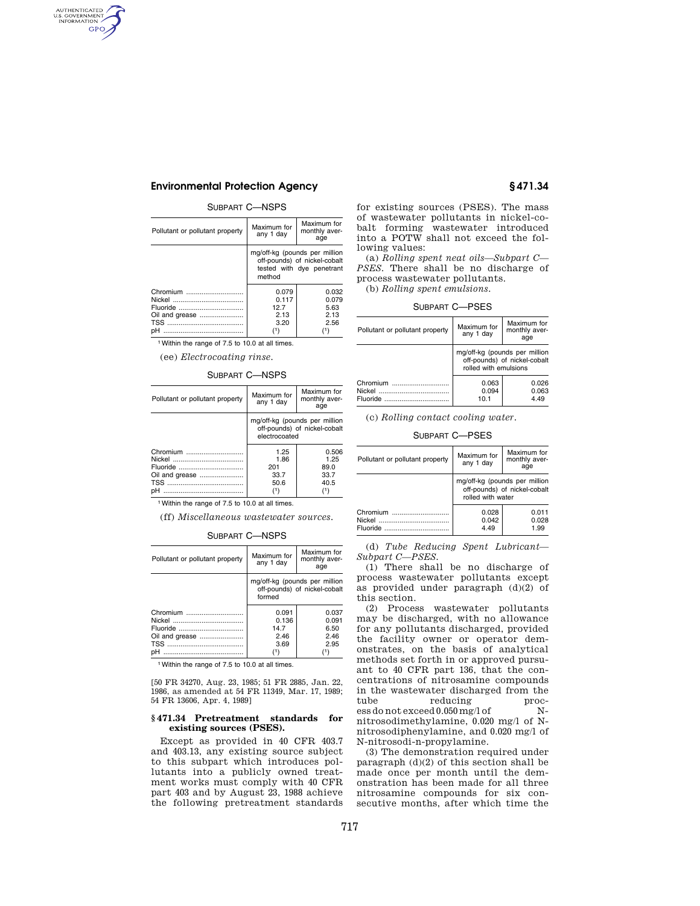SUBPART C—NSPS

| Pollutant or pollutant property | Maximum for any 1 day | Maximum for monthly average |
|---|---|---|
| | mg/off-kg (pounds per million off-pounds) of nickel-cobalt tested with dye penetrant method | |
| Chromium | 0.079 | 0.032 |
| Nickel | 0.117 | 0.079 |
| Fluoride | 12.7 | 5.63 |
| Oil and grease | 2.13 | 2.13 |
| TSS | 3.20 | 2.56 |
| pH | (1) | (1) |

[1] Within the range of 7.5 to 10.0 at all times.

(ee) *Electrocoating rinse.*

SUBPART C—NSPS

| Pollutant or pollutant property | Maximum for any 1 day | Maximum for monthly average |
|---|---|---|
| | mg/off-kg (pounds per million off-pounds) of nickel-cobalt electrocoated | |
| Chromium | 1.25 | 0.506 |
| Nickel | 1.86 | 1.25 |
| Fluoride | 201 | 89.0 |
| Oil and grease | 33.7 | 33.7 |
| TSS | 50.6 | 40.5 |
| pH | (1) | (1) |

[1] Within the range of 7.5 to 10.0 at all times.

(ff) *Miscellaneous wastewater sources.*

SUBPART C—NSPS

| Pollutant or pollutant property | Maximum for any 1 day | Maximum for monthly average |
|---|---|---|
| | mg/off-kg (pounds per million off-pounds) of nickel-cobalt formed | |
| Chromium | 0.091 | 0.037 |
| Nickel | 0.136 | 0.091 |
| Fluoride | 14.7 | 6.50 |
| Oil and grease | 2.46 | 2.46 |
| TSS | 3.69 | 2.95 |
| pH | (1) | (1) |

[1] Within the range of 7.5 to 10.0 at all times.

[50 FR 34270, Aug. 23, 1985; 51 FR 2885, Jan. 22, 1986, as amended at 54 FR 11349, Mar. 17, 1989; 54 FR 13606, Apr. 4, 1989]

## § 471.34 Pretreatment standards for existing sources (PSES).

Except as provided in 40 CFR 403.7 and 403.13, any existing source subject to this subpart which introduces pollutants into a publicly owned treatment works must comply with 40 CFR part 403 and by August 23, 1988 achieve the following pretreatment standards for existing sources (PSES). The mass of wastewater pollutants in nickel-cobalt forming wastewater introduced into a POTW shall not exceed the following values:

(a) *Rolling spent neat oils—Subpart C—PSES.* There shall be no discharge of process wastewater pollutants.

(b) *Rolling spent emulsions.*

SUBPART C—PSES

| Pollutant or pollutant property | Maximum for any 1 day | Maximum for monthly average |
|---|---|---|
| | mg/off-kg (pounds per million off-pounds) of nickel-cobalt rolled with emulsions | |
| Chromium | 0.063 | 0.026 |
| Nickel | 0.094 | 0.063 |
| Fluoride | 10.1 | 4.49 |

(c) *Rolling contact cooling water.*

SUBPART C—PSES

| Pollutant or pollutant property | Maximum for any 1 day | Maximum for monthly average |
|---|---|---|
| | mg/off-kg (pounds per million off-pounds) of nickel-cobalt rolled with water | |
| Chromium | 0.028 | 0.011 |
| Nickel | 0.042 | 0.028 |
| Fluoride | 4.49 | 1.99 |

(d) *Tube Reducing Spent Lubricant—Subpart C—PSES.*

(1) There shall be no discharge of process wastewater pollutants except as provided under paragraph (d)(2) of this section.

(2) Process wastewater pollutants may be discharged, with no allowance for any pollutants discharged, provided the facility owner or operator demonstrates, on the basis of analytical methods set forth in or approved pursuant to 40 CFR part 136, that the concentrations of nitrosamine compounds in the wastewater discharged from the tube reducing process do not exceed 0.050 mg/l of N-nitrosodimethylamine, 0.020 mg/l of N-nitrosodiphenylamine, and 0.020 mg/l of N-nitrosodi-n-propylamine.

(3) The demonstration required under paragraph (d)(2) of this section shall be made once per month until the demonstration has been made for all three nitrosamine compounds for six consecutive months, after which time the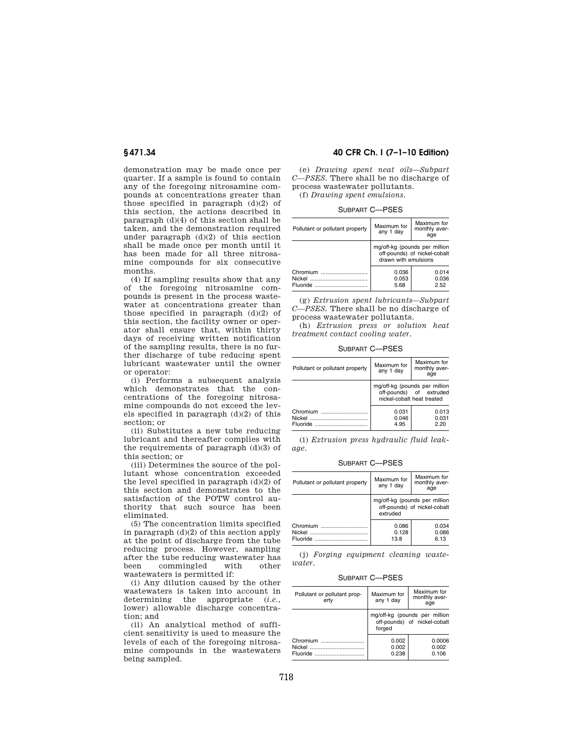demonstration may be made once per quarter. If a sample is found to contain any of the foregoing nitrosamine compounds at concentrations greater than those specified in paragraph (d)(2) of this section, the actions described in paragraph (d)(4) of this section shall be taken, and the demonstration required under paragraph (d)(2) of this section shall be made once per month until it has been made for all three nitrosamine compounds for six consecutive months.

(4) If sampling results show that any of the foregoing nitrosamine compounds is present in the process wastewater at concentrations greater than those specified in paragraph (d)(2) of this section, the facility owner or operator shall ensure that, within thirty days of receiving written notification of the sampling results, there is no further discharge of tube reducing spent lubricant wastewater until the owner or operator:

(i) Performs a subsequent analysis which demonstrates that the concentrations of the foregoing nitrosamine compounds do not exceed the levels specified in paragraph (d)(2) of this section; or

(ii) Substitutes a new tube reducing lubricant and thereafter complies with the requirements of paragraph (d)(3) of this section; or

(iii) Determines the source of the pollutant whose concentration exceeded the level specified in paragraph (d)(2) of this section and demonstrates to the satisfaction of the POTW control authority that such source has been eliminated.

(5) The concentration limits specified in paragraph (d)(2) of this section apply at the point of discharge from the tube reducing process. However, sampling after the tube reducing wastewater has been commingled with other wastewaters is permitted if:

(i) Any dilution caused by the other wastewaters is taken into account in determining the appropriate (*i.e.*, lower) allowable discharge concentration; and

(ii) An analytical method of sufficient sensitivity is used to measure the levels of each of the foregoing nitrosamine compounds in the wastewaters being sampled.

(e) *Drawing spent neat oils—Subpart C—PSES.* There shall be no discharge of process wastewater pollutants.

(f) *Drawing spent emulsions.*

SUBPART C—PSES

| Pollutant or pollutant property | Maximum for any 1 day | Maximum for monthly average |
|---|---|---|
| | mg/off-kg (pounds per million off-pounds) of nickel-cobalt drawn with emulsions | |
| Chromium | 0.036 | 0.014 |
| Nickel | 0.053 | 0.036 |
| Fluoride | 5.68 | 2.52 |

(g) *Extrusion spent lubricants—Subpart C—PSES.* There shall be no discharge of process wastewater pollutants.

(h) *Extrusion press or solution heat treatment contact cooling water.*

SUBPART C—PSES

| Pollutant or pollutant property | Maximum for any 1 day | Maximum for monthly average |
|---|---|---|
| | mg/off-kg (pounds per million off-pounds) of extruded nickel-cobalt heat treated | |
| Chromium | 0.031 | 0.013 |
| Nickel | 0.046 | 0.031 |
| Fluoride | 4.95 | 2.20 |

(i) *Extrusion press hydraulic fluid leakage.*

SUBPART C—PSES

| Pollutant or pollutant property | Maximum for any 1 day | Maximum for monthly average |
|---|---|---|
| | mg/off-kg (pounds per million off-pounds) of nickel-cobalt extruded | |
| Chromium | 0.086 | 0.034 |
| Nickel | 0.128 | 0.086 |
| Fluoride | 13.8 | 6.13 |

(j) *Forging equipment cleaning wastewater.*

SUBPART C—PSES

| Pollutant or pollutant property | Maximum for any 1 day | Maximum for monthly average |
|---|---|---|
| | mg/off-kg (pounds per million off-pounds) of nickel-cobalt forged | |
| Chromium | 0.002 | 0.0006 |
| Nickel | 0.002 | 0.002 |
| Fluoride | 0.238 | 0.106 |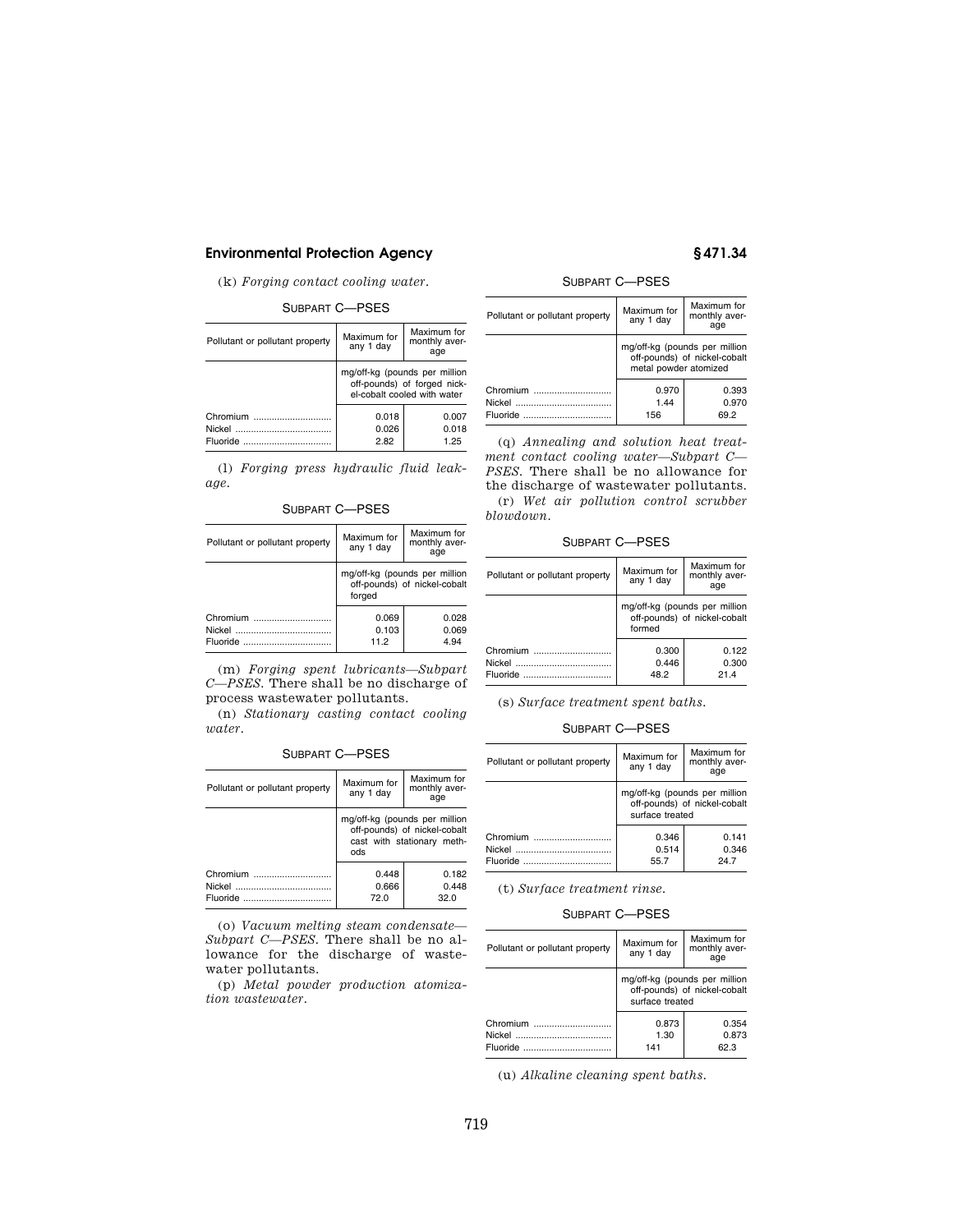(k) *Forging contact cooling water.*

SUBPART C—PSES

| Pollutant or pollutant property | Maximum for any 1 day | Maximum for monthly average |
|---|---|---|
| | mg/off-kg (pounds per million off-pounds) of forged nickel-cobalt cooled with water | |
| Chromium | 0.018 | 0.007 |
| Nickel | 0.026 | 0.018 |
| Fluoride | 2.82 | 1.25 |

(l) *Forging press hydraulic fluid leakage.*

SUBPART C—PSES

| Pollutant or pollutant property | Maximum for any 1 day | Maximum for monthly average |
|---|---|---|
| | mg/off-kg (pounds per million off-pounds) of nickel-cobalt forged | |
| Chromium | 0.069 | 0.028 |
| Nickel | 0.103 | 0.069 |
| Fluoride | 11.2 | 4.94 |

(m) *Forging spent lubricants—Subpart C—PSES.* There shall be no discharge of process wastewater pollutants.

(n) *Stationary casting contact cooling water.*

SUBPART C—PSES

| Pollutant or pollutant property | Maximum for any 1 day | Maximum for monthly average |
|---|---|---|
| | mg/off-kg (pounds per million off-pounds) of nickel-cobalt cast with stationary methods | |
| Chromium | 0.448 | 0.182 |
| Nickel | 0.666 | 0.448 |
| Fluoride | 72.0 | 32.0 |

(o) *Vacuum melting steam condensate—Subpart C—PSES.* There shall be no allowance for the discharge of wastewater pollutants.

(p) *Metal powder production atomization wastewater.*

SUBPART C—PSES

| Pollutant or pollutant property | Maximum for any 1 day | Maximum for monthly average |
|---|---|---|
| | mg/off-kg (pounds per million off-pounds) of nickel-cobalt metal powder atomized | |
| Chromium | 0.970 | 0.393 |
| Nickel | 1.44 | 0.970 |
| Fluoride | 156 | 69.2 |

(q) *Annealing and solution heat treatment contact cooling water—Subpart C—PSES.* There shall be no allowance for the discharge of wastewater pollutants.

(r) *Wet air pollution control scrubber blowdown.*

SUBPART C—PSES

| Pollutant or pollutant property | Maximum for any 1 day | Maximum for monthly average |
|---|---|---|
| | mg/off-kg (pounds per million off-pounds) of nickel-cobalt formed | |
| Chromium | 0.300 | 0.122 |
| Nickel | 0.446 | 0.300 |
| Fluoride | 48.2 | 21.4 |

(s) *Surface treatment spent baths.*

SUBPART C—PSES

| Pollutant or pollutant property | Maximum for any 1 day | Maximum for monthly average |
|---|---|---|
| | mg/off-kg (pounds per million off-pounds) of nickel-cobalt surface treated | |
| Chromium | 0.346 | 0.141 |
| Nickel | 0.514 | 0.346 |
| Fluoride | 55.7 | 24.7 |

(t) *Surface treatment rinse.*

SUBPART C—PSES

| Pollutant or pollutant property | Maximum for any 1 day | Maximum for monthly average |
|---|---|---|
| | mg/off-kg (pounds per million off-pounds) of nickel-cobalt surface treated | |
| Chromium | 0.873 | 0.354 |
| Nickel | 1.30 | 0.873 |
| Fluoride | 141 | 62.3 |

(u) *Alkaline cleaning spent baths.*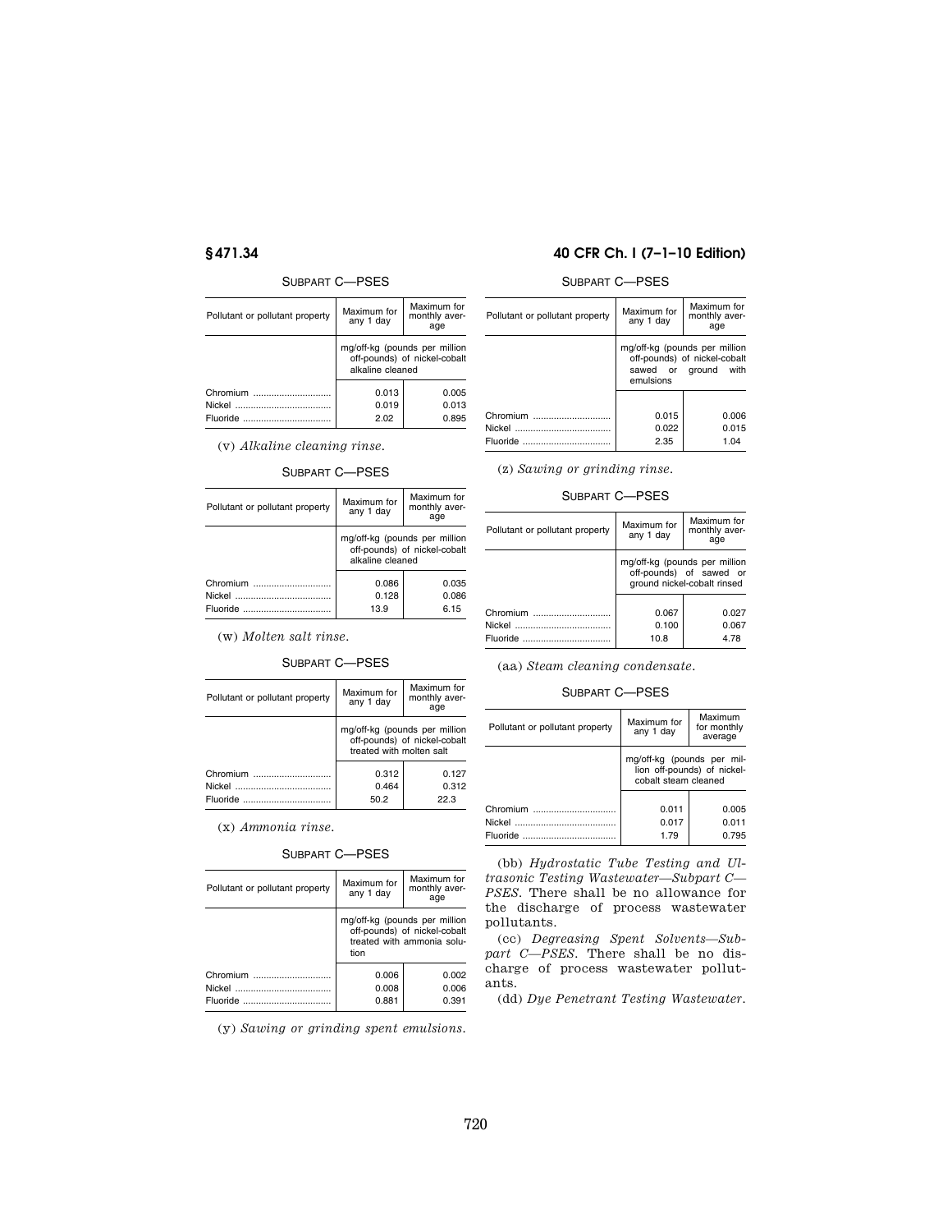SUBPART C—PSES

| Pollutant or pollutant property | Maximum for any 1 day | Maximum for monthly average |
|---|---|---|
| | mg/off-kg (pounds per million off-pounds) of nickel-cobalt alkaline cleaned | |
| Chromium | 0.013 | 0.005 |
| Nickel | 0.019 | 0.013 |
| Fluoride | 2.02 | 0.895 |

(v) *Alkaline cleaning rinse.*

SUBPART C—PSES

| Pollutant or pollutant property | Maximum for any 1 day | Maximum for monthly average |
|---|---|---|
| | mg/off-kg (pounds per million off-pounds) of nickel-cobalt alkaline cleaned | |
| Chromium | 0.086 | 0.035 |
| Nickel | 0.128 | 0.086 |
| Fluoride | 13.9 | 6.15 |

(w) *Molten salt rinse.*

SUBPART C—PSES

| Pollutant or pollutant property | Maximum for any 1 day | Maximum for monthly average |
|---|---|---|
| | mg/off-kg (pounds per million off-pounds) of nickel-cobalt treated with molten salt | |
| Chromium | 0.312 | 0.127 |
| Nickel | 0.464 | 0.312 |
| Fluoride | 50.2 | 22.3 |

(x) *Ammonia rinse.*

SUBPART C—PSES

| Pollutant or pollutant property | Maximum for any 1 day | Maximum for monthly average |
|---|---|---|
| | mg/off-kg (pounds per million off-pounds) of nickel-cobalt treated with ammonia solution | |
| Chromium | 0.006 | 0.002 |
| Nickel | 0.008 | 0.006 |
| Fluoride | 0.881 | 0.391 |

(y) *Sawing or grinding spent emulsions.*

SUBPART C—PSES

| Pollutant or pollutant property | Maximum for any 1 day | Maximum for monthly average |
|---|---|---|
| | mg/off-kg (pounds per million off-pounds) of nickel-cobalt sawed or ground with emulsions | |
| Chromium | 0.015 | 0.006 |
| Nickel | 0.022 | 0.015 |
| Fluoride | 2.35 | 1.04 |

(z) *Sawing or grinding rinse.*

SUBPART C—PSES

| Pollutant or pollutant property | Maximum for any 1 day | Maximum for monthly average |
|---|---|---|
| | mg/off-kg (pounds per million off-pounds) of sawed or ground nickel-cobalt rinsed | |
| Chromium | 0.067 | 0.027 |
| Nickel | 0.100 | 0.067 |
| Fluoride | 10.8 | 4.78 |

(aa) *Steam cleaning condensate.*

SUBPART C—PSES

| Pollutant or pollutant property | Maximum for any 1 day | Maximum for monthly average |
|---|---|---|
| | mg/off-kg (pounds per million off-pounds) of nickel-cobalt steam cleaned | |
| Chromium | 0.011 | 0.005 |
| Nickel | 0.017 | 0.011 |
| Fluoride | 1.79 | 0.795 |

(bb) *Hydrostatic Tube Testing and Ultrasonic Testing Wastewater—Subpart C—PSES.* There shall be no allowance for the discharge of process wastewater pollutants.

(cc) *Degreasing Spent Solvents—Subpart C—PSES.* There shall be no discharge of process wastewater pollutants.

(dd) *Dye Penetrant Testing Wastewater.*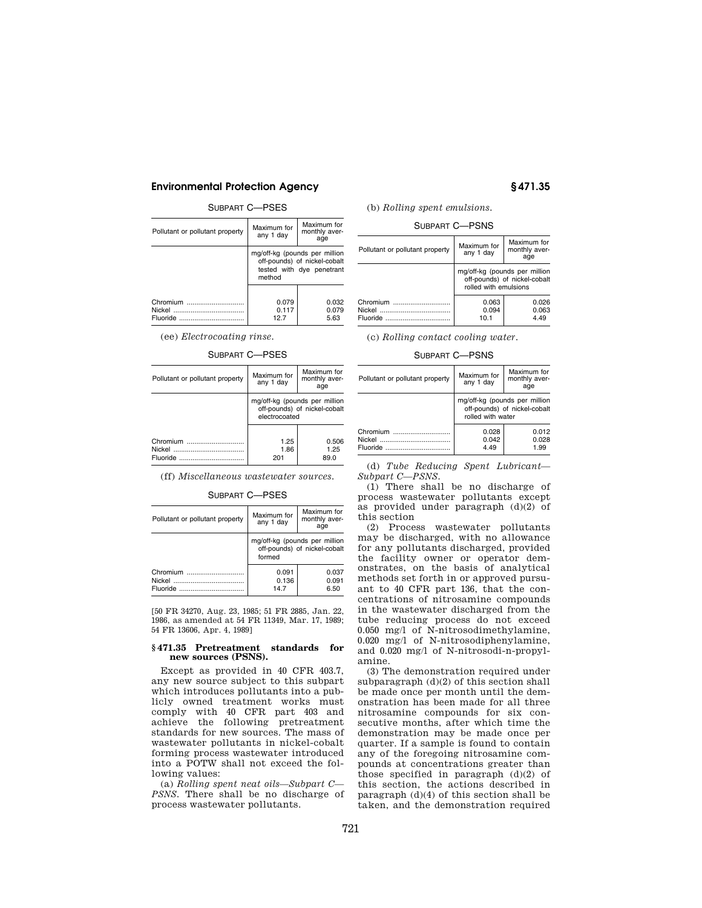SUBPART C—PSES

| Pollutant or pollutant property | Maximum for any 1 day | Maximum for monthly average |
|---|---|---|
| | mg/off-kg (pounds per million off-pounds) of nickel-cobalt tested with dye penetrant method | |
| Chromium | 0.079 | 0.032 |
| Nickel | 0.117 | 0.079 |
| Fluoride | 12.7 | 5.63 |

(ee) *Electrocoating rinse.*

SUBPART C—PSES

| Pollutant or pollutant property | Maximum for any 1 day | Maximum for monthly average |
|---|---|---|
| | mg/off-kg (pounds per million off-pounds) of nickel-cobalt electrocoated | |
| Chromium | 1.25 | 0.506 |
| Nickel | 1.86 | 1.25 |
| Fluoride | 201 | 89.0 |

(ff) *Miscellaneous wastewater sources.*

SUBPART C—PSES

| Pollutant or pollutant property | Maximum for any 1 day | Maximum for monthly average |
|---|---|---|
| | mg/off-kg (pounds per million off-pounds) of nickel-cobalt formed | |
| Chromium | 0.091 | 0.037 |
| Nickel | 0.136 | 0.091 |
| Fluoride | 14.7 | 6.50 |

[50 FR 34270, Aug. 23, 1985; 51 FR 2885, Jan. 22, 1986, as amended at 54 FR 11349, Mar. 17, 1989; 54 FR 13606, Apr. 4, 1989]

### § 471.35 Pretreatment standards for new sources (PSNS).

Except as provided in 40 CFR 403.7, any new source subject to this subpart which introduces pollutants into a publicly owned treatment works must comply with 40 CFR part 403 and achieve the following pretreatment standards for new sources. The mass of wastewater pollutants in nickel-cobalt forming process wastewater introduced into a POTW shall not exceed the following values:

(a) *Rolling spent neat oils—Subpart C—PSNS.* There shall be no discharge of process wastewater pollutants.

(b) *Rolling spent emulsions.*

SUBPART C—PSNS

| Pollutant or pollutant property | Maximum for any 1 day | Maximum for monthly average |
|---|---|---|
| | mg/off-kg (pounds per million off-pounds) of nickel-cobalt rolled with emulsions | |
| Chromium | 0.063 | 0.026 |
| Nickel | 0.094 | 0.063 |
| Fluoride | 10.1 | 4.49 |

(c) *Rolling contact cooling water.*

SUBPART C—PSNS

| Pollutant or pollutant property | Maximum for any 1 day | Maximum for monthly average |
|---|---|---|
| | mg/off-kg (pounds per million off-pounds) of nickel-cobalt rolled with water | |
| Chromium | 0.028 | 0.012 |
| Nickel | 0.042 | 0.028 |
| Fluoride | 4.49 | 1.99 |

(d) *Tube Reducing Spent Lubricant—Subpart C—PSNS.*

(1) There shall be no discharge of process wastewater pollutants except as provided under paragraph (d)(2) of this section

(2) Process wastewater pollutants may be discharged, with no allowance for any pollutants discharged, provided the facility owner or operator demonstrates, on the basis of analytical methods set forth in or approved pursuant to 40 CFR part 136, that the concentrations of nitrosamine compounds in the wastewater discharged from the tube reducing process do not exceed 0.050 mg/l of N-nitrosodimethylamine, 0.020 mg/l of N-nitrosodiphenylamine, and 0.020 mg/l of N-nitrosodi-n-propylamine.

(3) The demonstration required under subparagraph (d)(2) of this section shall be made once per month until the demonstration has been made for all three nitrosamine compounds for six consecutive months, after which time the demonstration may be made once per quarter. If a sample is found to contain any of the foregoing nitrosamine compounds at concentrations greater than those specified in paragraph (d)(2) of this section, the actions described in paragraph (d)(4) of this section shall be taken, and the demonstration required